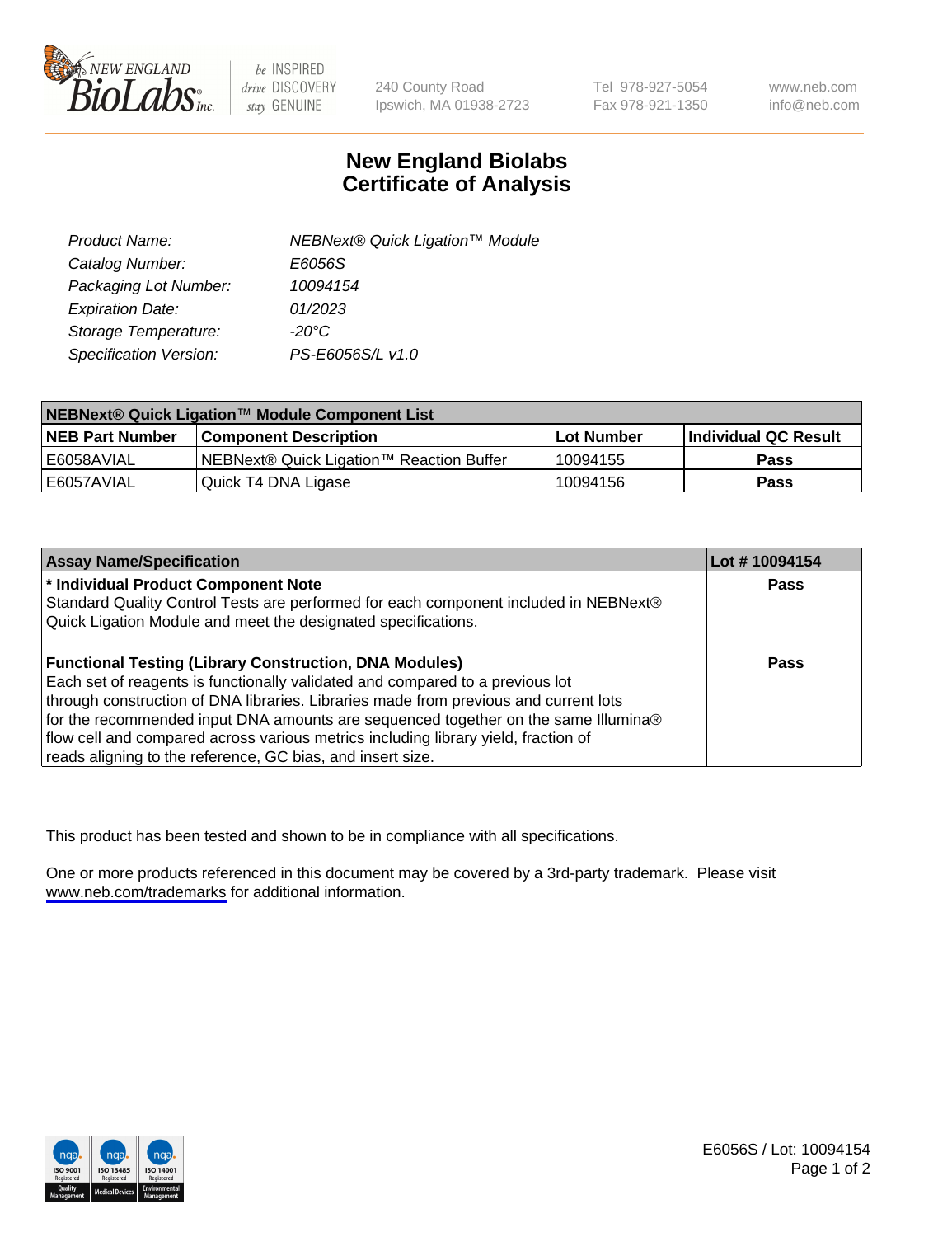NEW ENGLAND BioLabs Inc. | be INSPIRED drive DISCOVERY stay GENUINE | 240 County Road Ipswich, MA 01938-2723 | Tel 978-927-5054 Fax 978-921-1350 | www.neb.com info@neb.com

# New England Biolabs
# Certificate of Analysis

| | |
|---|---|
| *Product Name:* | *NEBNext® Quick Ligation™ Module* |
| *Catalog Number:* | *E6056S* |
| *Packaging Lot Number:* | *10094154* |
| *Expiration Date:* | *01/2023* |
| *Storage Temperature:* | *-20°C* |
| *Specification Version:* | *PS-E6056S/L v1.0* |

| NEBNext® Quick Ligation™ Module Component List | | | |
|---|---|---|---|
| **NEB Part Number** | **Component Description** | **Lot Number** | **Individual QC Result** |
| E6058AVIAL | NEBNext® Quick Ligation™ Reaction Buffer | 10094155 | **Pass** |
| E6057AVIAL | Quick T4 DNA Ligase | 10094156 | **Pass** |

| Assay Name/Specification | Lot # 10094154 |
|---|---|
| **\* Individual Product Component Note** Standard Quality Control Tests are performed for each component included in NEBNext® Quick Ligation Module and meet the designated specifications. | **Pass** |
| **Functional Testing (Library Construction, DNA Modules)** Each set of reagents is functionally validated and compared to a previous lot through construction of DNA libraries. Libraries made from previous and current lots for the recommended input DNA amounts are sequenced together on the same Illumina® flow cell and compared across various metrics including library yield, fraction of reads aligning to the reference, GC bias, and insert size. | **Pass** |

This product has been tested and shown to be in compliance with all specifications.

One or more products referenced in this document may be covered by a 3rd-party trademark. Please visit www.neb.com/trademarks for additional information.

E6056S / Lot: 10094154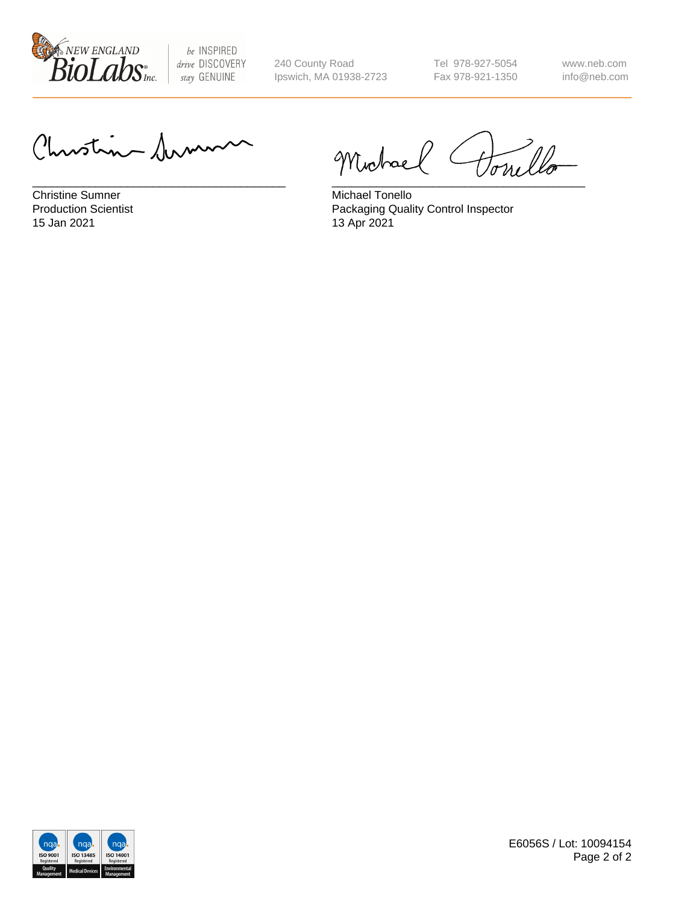240 County Road
Ipswich, MA 01938-2723

Tel 978-927-5054
Fax 978-921-1350

www.neb.com
info@neb.com

\_\_\_\_\_\_\_\_\_\_\_\_\_\_\_\_\_\_\_\_\_\_\_\_\_\_\_\_\_\_\_\_\_\_\_\_\_\_\_\_

Christine Sumner
Production Scientist
15 Jan 2021

\_\_\_\_\_\_\_\_\_\_\_\_\_\_\_\_\_\_\_\_\_\_\_\_\_\_\_\_\_\_\_\_\_\_\_\_\_\_\_\_

Michael Tonello
Packaging Quality Control Inspector
13 Apr 2021

E6056S / Lot: 10094154